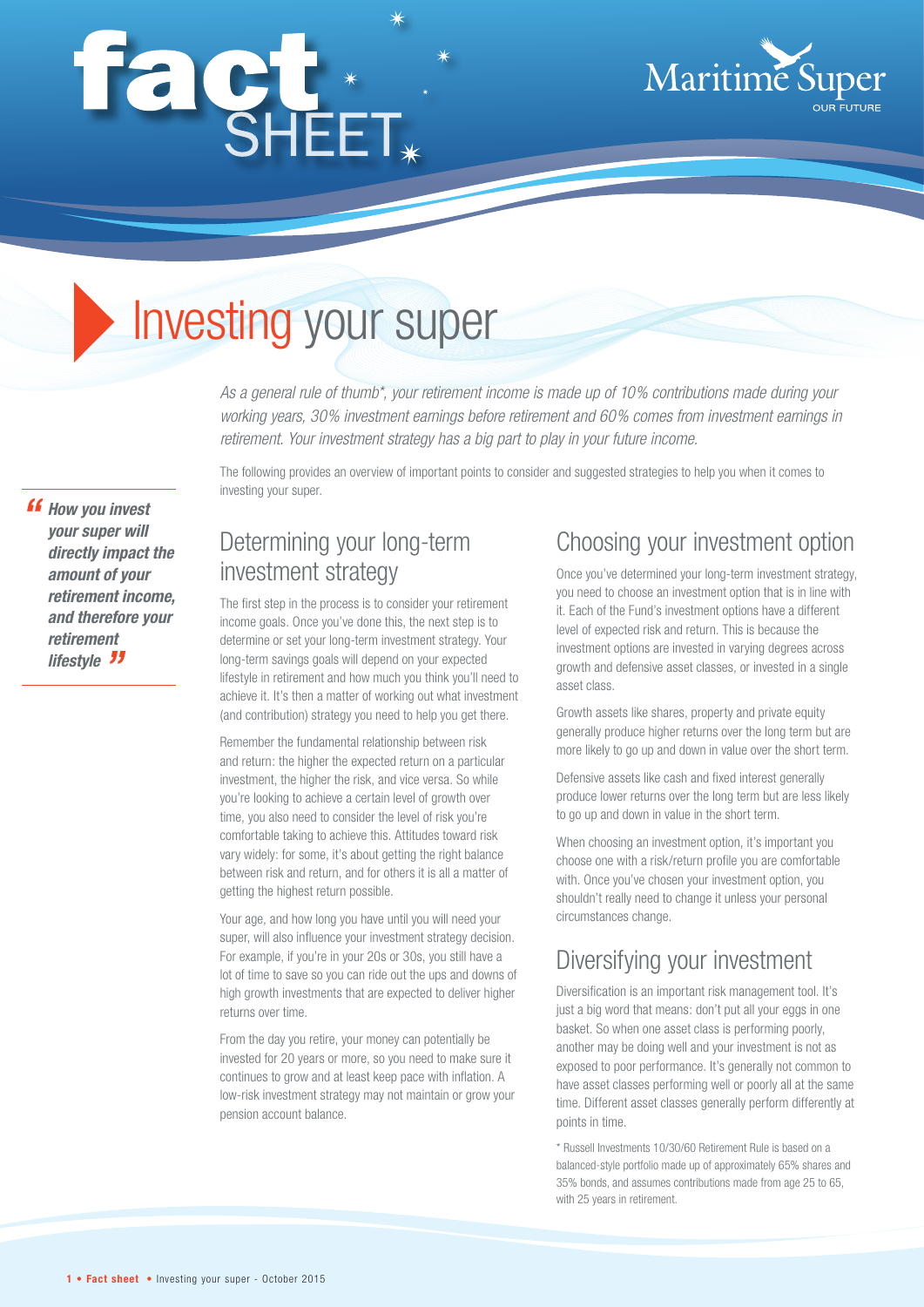# fact SHEET

Maritime Super
OUR FUTURE

# Investing your super

*As a general rule of thumb\*, your retirement income is made up of 10% contributions made during your working years, 30% investment earnings before retirement and 60% comes from investment earnings in retirement. Your investment strategy has a big part to play in your future income.*

The following provides an overview of important points to consider and suggested strategies to help you when it comes to investing your super.

> ***"How you invest your super will directly impact the amount of your retirement income, and therefore your retirement lifestyle"***

## Determining your long-term investment strategy

The first step in the process is to consider your retirement income goals. Once you've done this, the next step is to determine or set your long-term investment strategy. Your long-term savings goals will depend on your expected lifestyle in retirement and how much you think you'll need to achieve it. It's then a matter of working out what investment (and contribution) strategy you need to help you get there.

Remember the fundamental relationship between risk and return: the higher the expected return on a particular investment, the higher the risk, and vice versa. So while you're looking to achieve a certain level of growth over time, you also need to consider the level of risk you're comfortable taking to achieve this. Attitudes toward risk vary widely: for some, it's about getting the right balance between risk and return, and for others it is all a matter of getting the highest return possible.

Your age, and how long you have until you will need your super, will also influence your investment strategy decision. For example, if you're in your 20s or 30s, you still have a lot of time to save so you can ride out the ups and downs of high growth investments that are expected to deliver higher returns over time.

From the day you retire, your money can potentially be invested for 20 years or more, so you need to make sure it continues to grow and at least keep pace with inflation. A low-risk investment strategy may not maintain or grow your pension account balance.

## Choosing your investment option

Once you've determined your long-term investment strategy, you need to choose an investment option that is in line with it. Each of the Fund's investment options have a different level of expected risk and return. This is because the investment options are invested in varying degrees across growth and defensive asset classes, or invested in a single asset class.

Growth assets like shares, property and private equity generally produce higher returns over the long term but are more likely to go up and down in value over the short term.

Defensive assets like cash and fixed interest generally produce lower returns over the long term but are less likely to go up and down in value in the short term.

When choosing an investment option, it's important you choose one with a risk/return profile you are comfortable with. Once you've chosen your investment option, you shouldn't really need to change it unless your personal circumstances change.

## Diversifying your investment

Diversification is an important risk management tool. It's just a big word that means: don't put all your eggs in one basket. So when one asset class is performing poorly, another may be doing well and your investment is not as exposed to poor performance. It's generally not common to have asset classes performing well or poorly all at the same time. Different asset classes generally perform differently at points in time.

\* Russell Investments 10/30/60 Retirement Rule is based on a balanced-style portfolio made up of approximately 65% shares and 35% bonds, and assumes contributions made from age 25 to 65, with 25 years in retirement.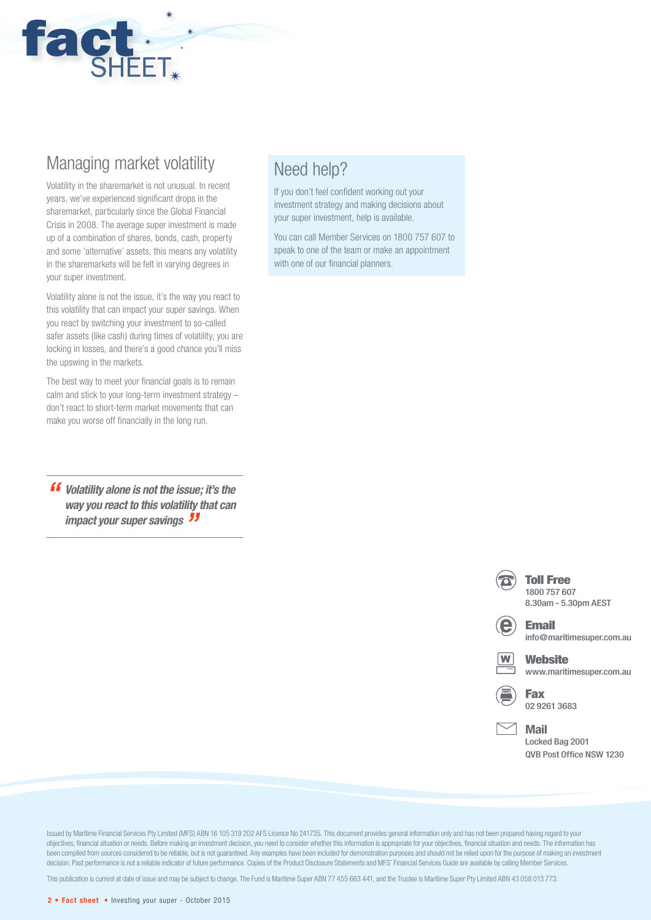## Managing market volatility

Volatility in the sharemarket is not unusual. In recent years, we've experienced significant drops in the sharemarket, particularly since the Global Financial Crisis in 2008. The average super investment is made up of a combination of shares, bonds, cash, property and some 'alternative' assets, this means any volatility in the sharemarkets will be felt in varying degrees in your super investment.

Volatility alone is not the issue, it's the way you react to this volatility that can impact your super savings. When you react by switching your investment to so-called safer assets (like cash) during times of volatility, you are locking in losses, and there's a good chance you'll miss the upswing in the markets.

The best way to meet your financial goals is to remain calm and stick to your long-term investment strategy – don't react to short-term market movements that can make you worse off financially in the long run.

> ***"Volatility alone is not the issue; it's the way you react to this volatility that can impact your super savings"***

## Need help?

If you don't feel confident working out your investment strategy and making decisions about your super investment, help is available.

You can call Member Services on 1800 757 607 to speak to one of the team or make an appointment with one of our financial planners.

**Toll Free**
1800 757 607
8.30am - 5.30pm AEST

**Email**
info@maritimesuper.com.au

**Website**
www.maritimesuper.com.au

**Fax**
02 9261 3683

**Mail**
Locked Bag 2001
QVB Post Office NSW 1230

Issued by Maritime Financial Services Pty Limited (MFS) ABN 16 105 319 202 AFS Licence No 241735. This document provides general information only and has not been prepared having regard to your objectives, financial situation or needs. Before making an investment decision, you need to consider whether this information is appropriate for your objectives, financial situation and needs. The information has been compiled from sources considered to be reliable, but is not guaranteed. Any examples have been included for demonstration purposes and should not be relied upon for the purpose of making an investment decision. Past performance is not a reliable indicator of future performance. Copies of the Product Disclosure Statements and MFS' Financial Services Guide are available by calling Member Services.

This publication is current at date of issue and may be subject to change. The Fund is Maritime Super ABN 77 455 663 441, and the Trustee is Maritime Super Pty Limited ABN 43 058 013 773.